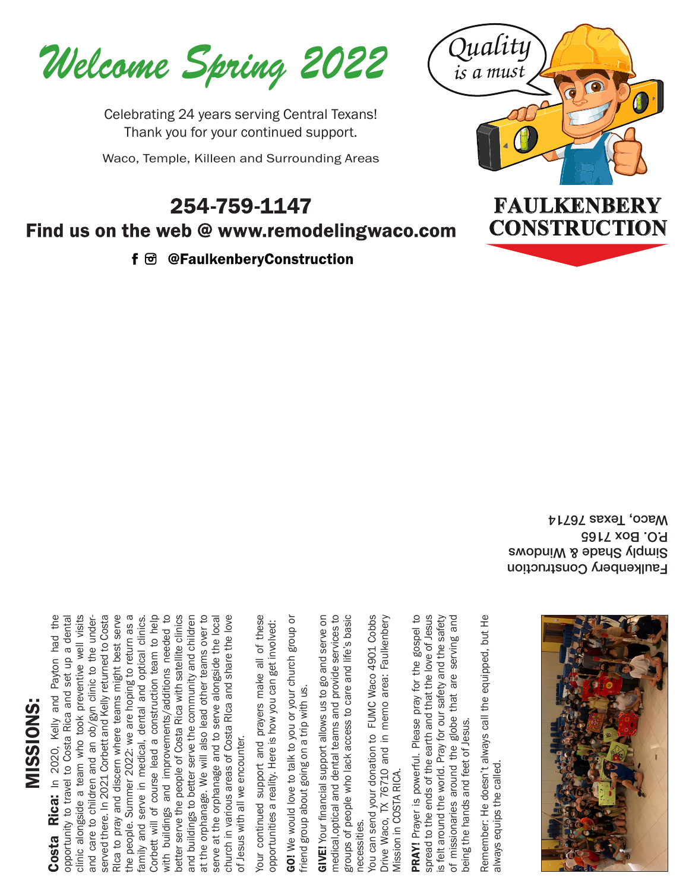# Welcome Spring 2022

Celebrating 24 years serving Central Texans!
Thank you for your continued support.

Waco, Temple, Killeen and Surrounding Areas

## 254-759-1147

## Find us on the web @ www.remodelingwaco.com

**@FaulkenberyConstruction**

Quality is a must

**FAULKENBERY CONSTRUCTION**

Faulkenbery Construction
Simply Shade & Windows
P.O. Box 7165
Waco, Texas 76714

## MISSIONS:

**Costa Rica:** In 2020, Kelly and Payton had the opportunity to travel to Costa Rica and set up a dental clinic alongside a team who took preventive well visits and care to children and an ob/gyn clinic to the underserved there. In 2021 Corbett and Kelly returned to Costa RIca to pray and discern where teams might best serve the people. Summer 2022: we are hoping to return as a family and serve in medical, dental and optical clinics. Corbett will of course lead a construction team to help with buildings and improvements/additions needed to better serve the people of Costa Rica with satellite clinics and buildings to better serve the community and children at the orphanage. We will also lead other teams over to serve at the orphanage and to serve alongside the local church in various areas of Costa RIca and share the love of Jesus with all we encounter.

Your continued support and prayers make all of these opportunities a reality. Here is how you can get involved:

**GO!** We would love to talk to you or your church group or friend group about going on a trip with us.

**GIVE!** Your financial support allows us to go and serve on medical,optical and dental teams and provide services to groups of people who lack access to care and life's basic necessities.
You can send your donation to FUMC Waco 4901 Cobbs Drive Waco, TX 76710 and in memo area: Faulkenbery Mission in COSTA RICA.

**PRAY!** Prayer is powerful. Please pray for the gospel to spread to the ends of the earth and that the love of Jesus is felt around the world. Pray for our safety and the safety of missionaries around the globe that are serving and being the hands and feet of Jesus.

Remember: He doesn't always call the equipped, but He always equips the called.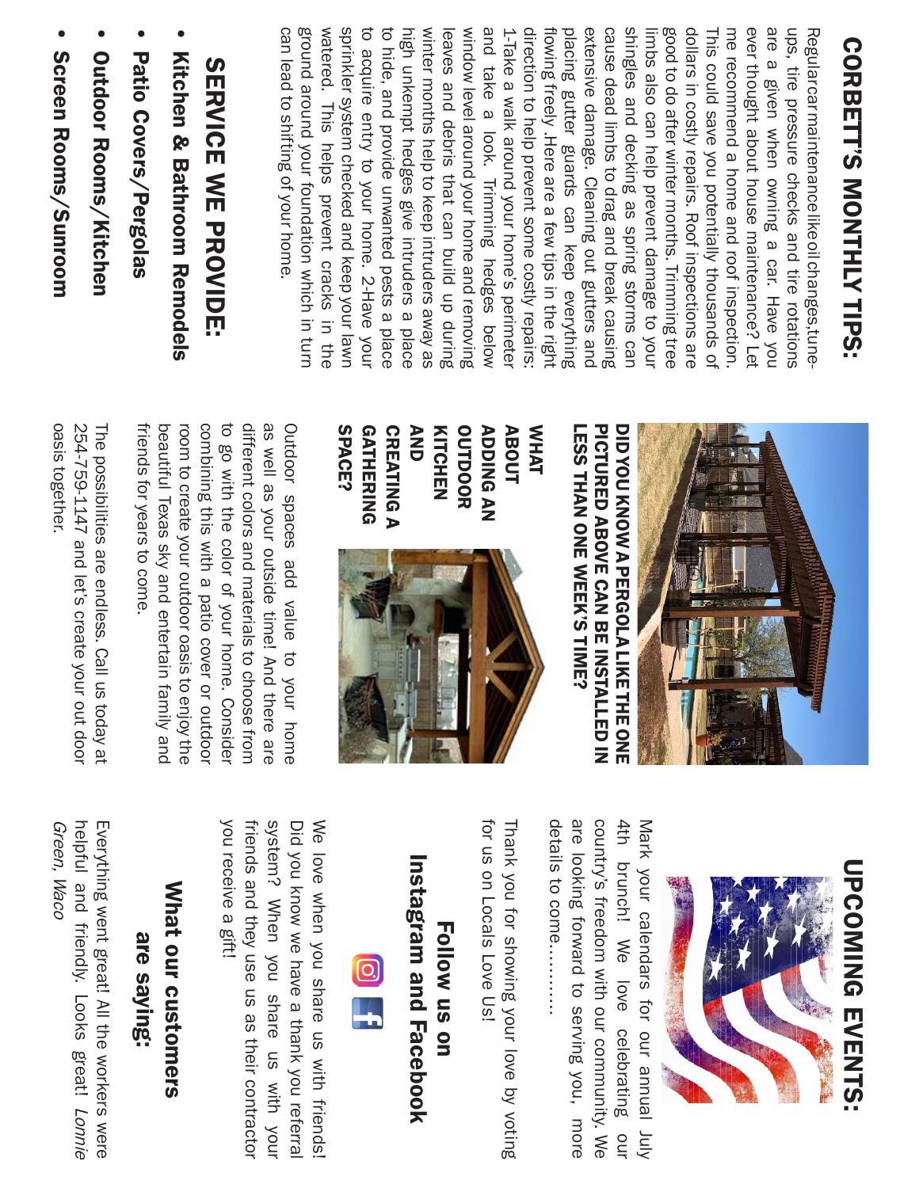# CORBETT'S MONTHLY TIPS:

Regular car maintenance like oil changes, tune-ups, tire pressure checks and tire rotations are a given when owning a car. Have you ever thought about house maintenance? Let me recommend a home and roof inspection. This could save you potentially thousands of dollars in costly repairs. Roof inspections are good to do after winter months. Trimming tree limbs also can help prevent damage to your shingles and decking as spring storms can cause dead limbs to drag and break causing extensive damage. Cleaning out gutters and placing gutter guards can keep everything flowing freely. Here are a few tips in the right direction to help prevent some costly repairs: 1-Take a walk around your home's perimeter and take a look. Trimming hedges below window level around your home and removing leaves and debris that can build up during winter months help to keep intruders away as high unkempt hedges give intruders a place to hide, and provide unwanted pests a place to acquire entry to your home. 2-Have your sprinkler system checked and keep your lawn watered. This helps prevent cracks in the ground around your foundation which in turn can lead to shifting of your home.

## SERVICE WE PROVIDE:

- **Kitchen & Bathroom Remodels**
- **Patio Covers/Pergolas**
- **Outdoor Rooms/Kitchen**
- **Screen Rooms/Sunroom**

**DID YOU KNOW A PERGOLA LIKE THE ONE PICTURED ABOVE CAN BE INSTALLED IN LESS THAN ONE WEEK'S TIME?**

**WHAT ABOUT ADDING AN OUTDOOR KITCHEN AND CREATING A GATHERING SPACE?**

Outdoor spaces add value to your home as well as your outside time! And there are different colors and materials to choose from to go with the color of your home. Consider combining this with a patio cover or outdoor room to create your outdoor oasis to enjoy the beautiful Texas sky and entertain family and friends for years to come.

The possibilities are endless. Call us today at 254-759-1147 and let's create your out door oasis together.

# UPCOMING EVENTS:

Mark your calendars for our annual July 4th brunch! We love celebrating our country's freedom with our community. We are looking forward to serving you, more details to come..........

Thank you for showing your love by voting for us on Locals Love Us!

## Follow us on Instagram and Facebook

We love when you share us with friends! Did you know we have a thank you referral system? When you share us with your friends and they use us as their contractor you receive a gift!

## What our customers are saying:

Everything went great! All the workers were helpful and friendly. Looks great! *Lonnie Green, Waco*